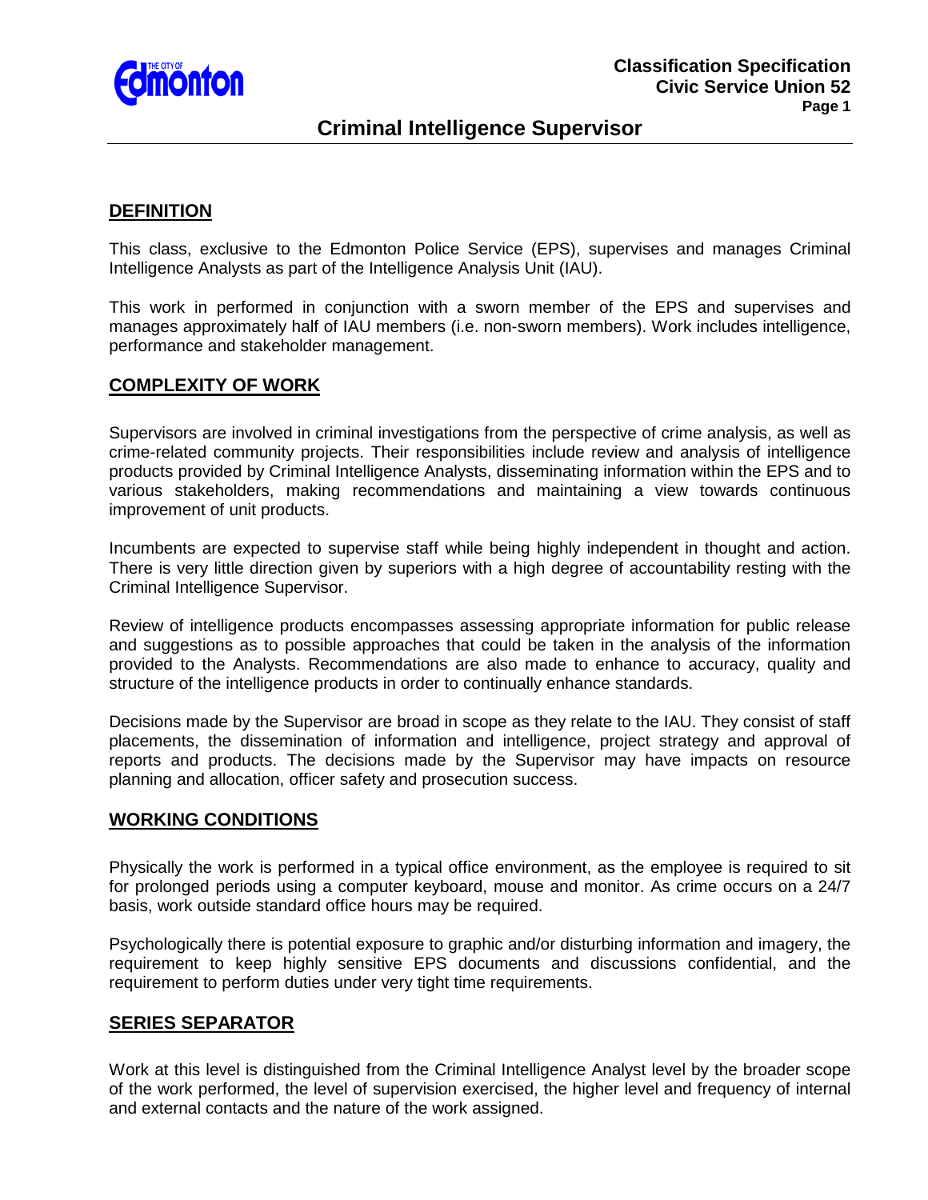# Criminal Intelligence Supervisor

## DEFINITION

This class, exclusive to the Edmonton Police Service (EPS), supervises and manages Criminal Intelligence Analysts as part of the Intelligence Analysis Unit (IAU).

This work in performed in conjunction with a sworn member of the EPS and supervises and manages approximately half of IAU members (i.e. non-sworn members). Work includes intelligence, performance and stakeholder management.

## COMPLEXITY OF WORK

Supervisors are involved in criminal investigations from the perspective of crime analysis, as well as crime-related community projects. Their responsibilities include review and analysis of intelligence products provided by Criminal Intelligence Analysts, disseminating information within the EPS and to various stakeholders, making recommendations and maintaining a view towards continuous improvement of unit products.

Incumbents are expected to supervise staff while being highly independent in thought and action. There is very little direction given by superiors with a high degree of accountability resting with the Criminal Intelligence Supervisor.

Review of intelligence products encompasses assessing appropriate information for public release and suggestions as to possible approaches that could be taken in the analysis of the information provided to the Analysts. Recommendations are also made to enhance to accuracy, quality and structure of the intelligence products in order to continually enhance standards.

Decisions made by the Supervisor are broad in scope as they relate to the IAU. They consist of staff placements, the dissemination of information and intelligence, project strategy and approval of reports and products. The decisions made by the Supervisor may have impacts on resource planning and allocation, officer safety and prosecution success.

## WORKING CONDITIONS

Physically the work is performed in a typical office environment, as the employee is required to sit for prolonged periods using a computer keyboard, mouse and monitor. As crime occurs on a 24/7 basis, work outside standard office hours may be required.

Psychologically there is potential exposure to graphic and/or disturbing information and imagery, the requirement to keep highly sensitive EPS documents and discussions confidential, and the requirement to perform duties under very tight time requirements.

## SERIES SEPARATOR

Work at this level is distinguished from the Criminal Intelligence Analyst level by the broader scope of the work performed, the level of supervision exercised, the higher level and frequency of internal and external contacts and the nature of the work assigned.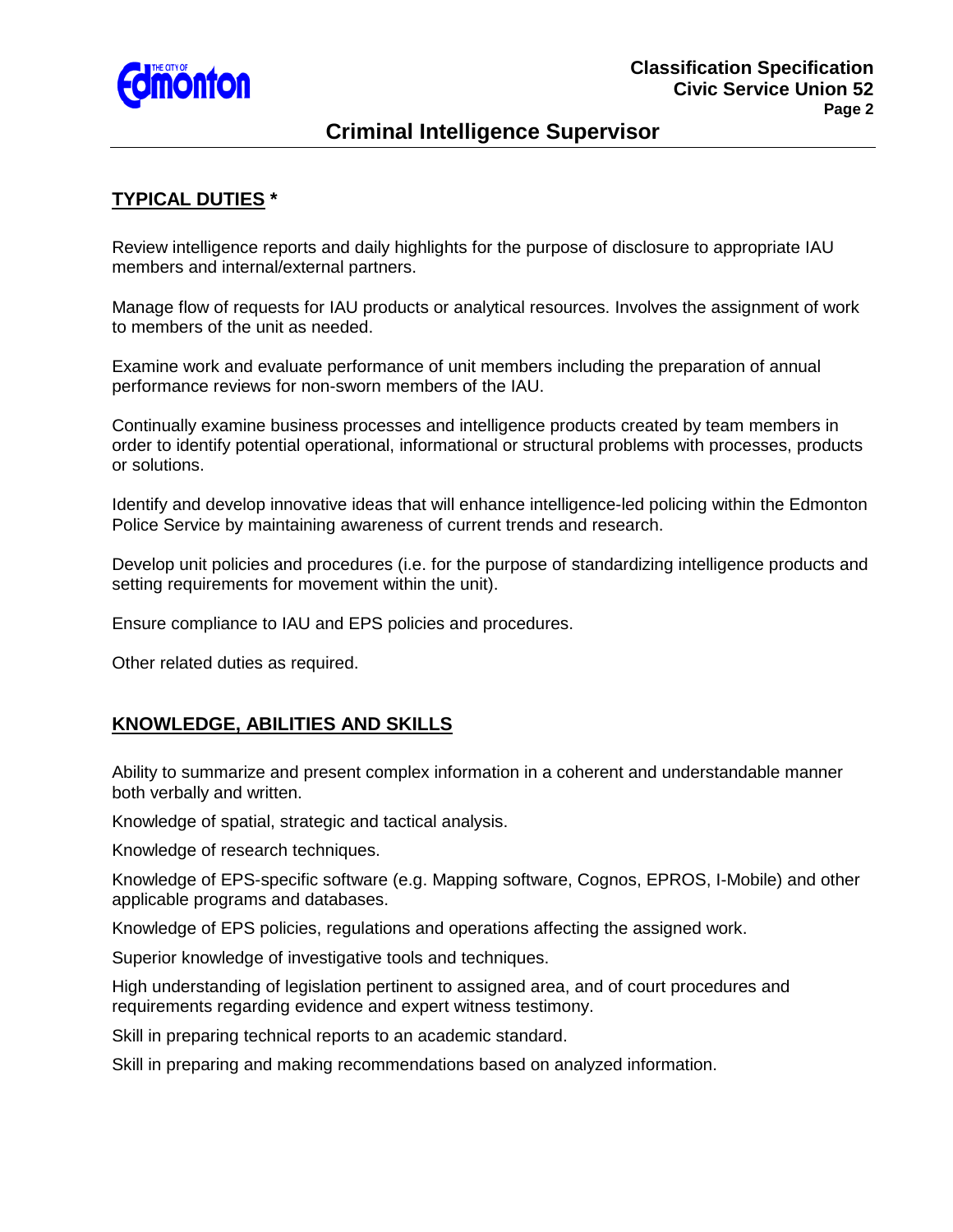## TYPICAL DUTIES *

Review intelligence reports and daily highlights for the purpose of disclosure to appropriate IAU members and internal/external partners.

Manage flow of requests for IAU products or analytical resources. Involves the assignment of work to members of the unit as needed.

Examine work and evaluate performance of unit members including the preparation of annual performance reviews for non-sworn members of the IAU.

Continually examine business processes and intelligence products created by team members in order to identify potential operational, informational or structural problems with processes, products or solutions.

Identify and develop innovative ideas that will enhance intelligence-led policing within the Edmonton Police Service by maintaining awareness of current trends and research.

Develop unit policies and procedures (i.e. for the purpose of standardizing intelligence products and setting requirements for movement within the unit).

Ensure compliance to IAU and EPS policies and procedures.

Other related duties as required.

## KNOWLEDGE, ABILITIES AND SKILLS

Ability to summarize and present complex information in a coherent and understandable manner both verbally and written.

Knowledge of spatial, strategic and tactical analysis.

Knowledge of research techniques.

Knowledge of EPS-specific software (e.g. Mapping software, Cognos, EPROS, I-Mobile) and other applicable programs and databases.

Knowledge of EPS policies, regulations and operations affecting the assigned work.

Superior knowledge of investigative tools and techniques.

High understanding of legislation pertinent to assigned area, and of court procedures and requirements regarding evidence and expert witness testimony.

Skill in preparing technical reports to an academic standard.

Skill in preparing and making recommendations based on analyzed information.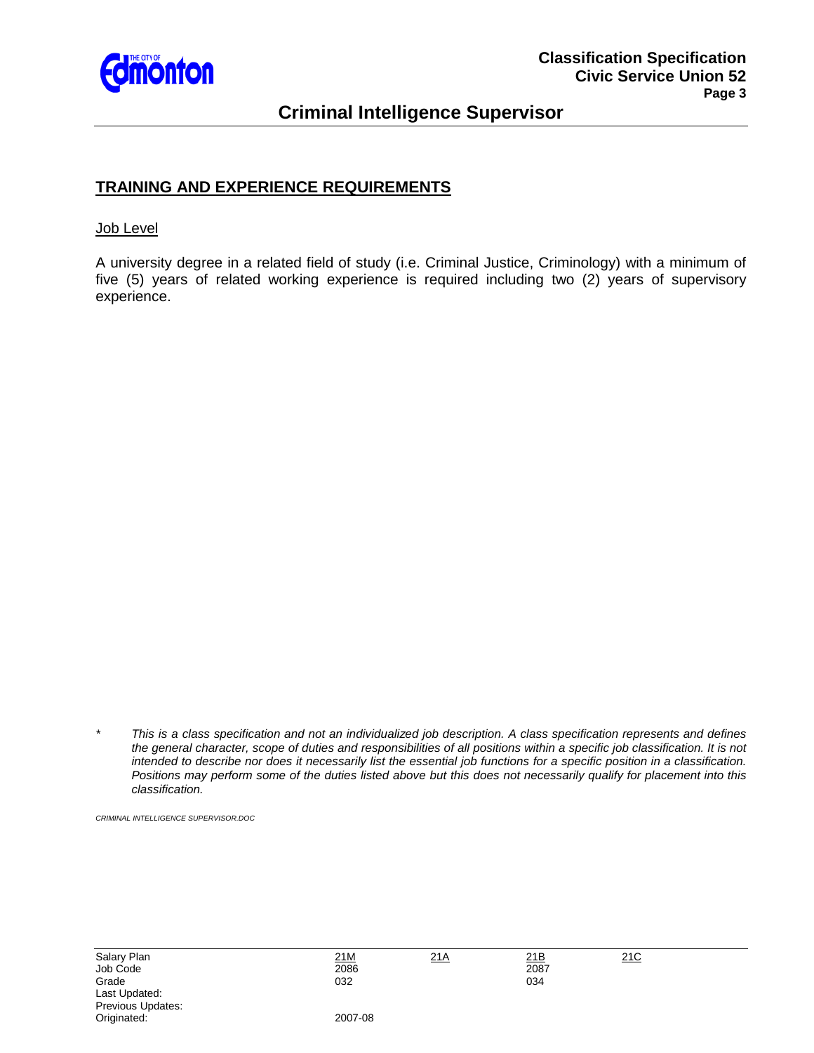## TRAINING AND EXPERIENCE REQUIREMENTS

Job Level

A university degree in a related field of study (i.e. Criminal Justice, Criminology) with a minimum of five (5) years of related working experience is required including two (2) years of supervisory experience.

\* *This is a class specification and not an individualized job description. A class specification represents and defines the general character, scope of duties and responsibilities of all positions within a specific job classification. It is not intended to describe nor does it necessarily list the essential job functions for a specific position in a classification. Positions may perform some of the duties listed above but this does not necessarily qualify for placement into this classification.*

*CRIMINAL INTELLIGENCE SUPERVISOR.DOC*

| | | | | |
|---|---|---|---|---|
| Salary Plan | 21M | 21A | 21B | 21C |
| Job Code | 2086 | | 2087 | |
| Grade | 032 | | 034 | |
| Last Updated: | | | | |
| Previous Updates: | | | | |
| Originated: | 2007-08 | | | |